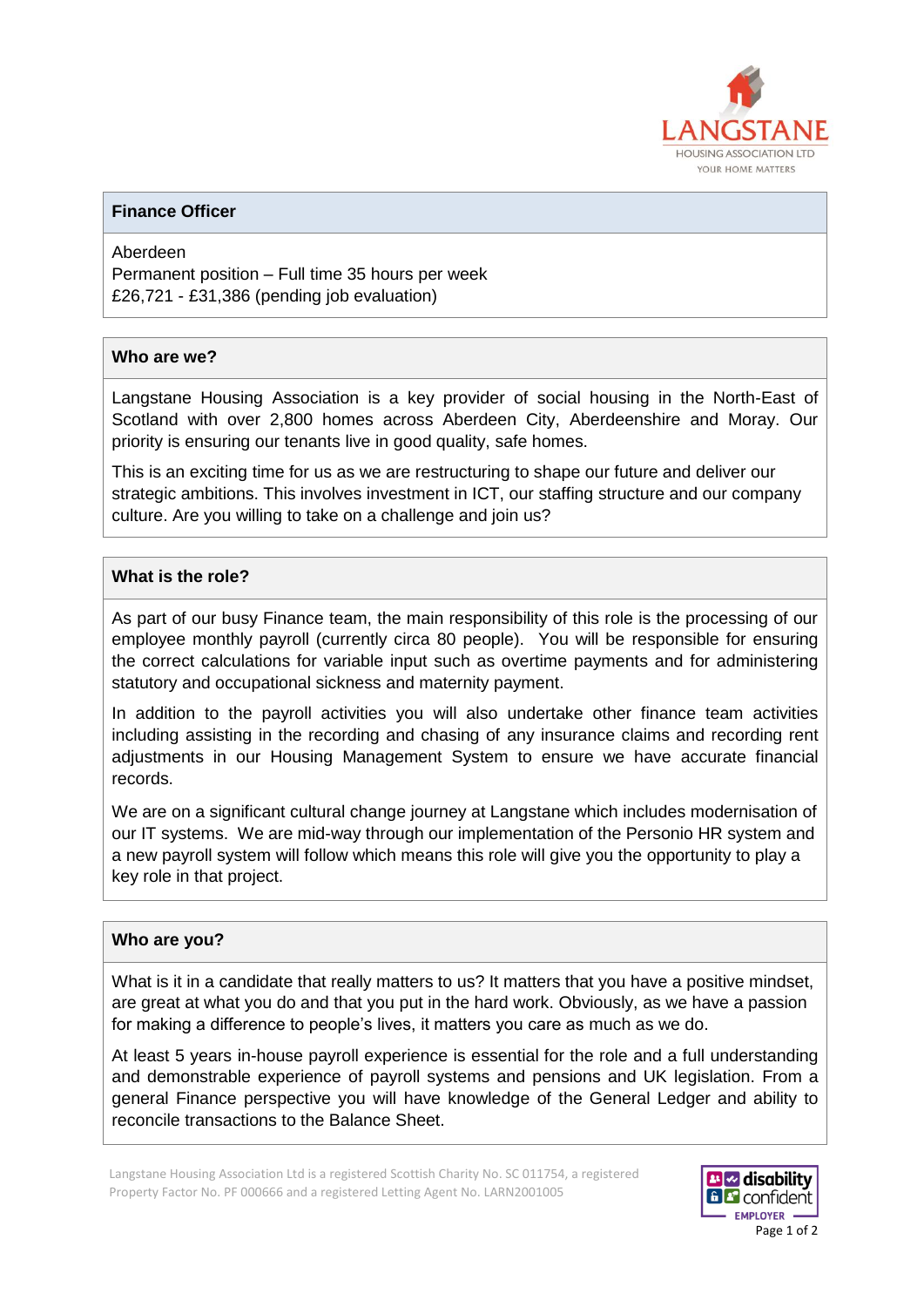LANGSTANE
HOUSING ASSOCIATION LTD
YOUR HOME MATTERS

## Finance Officer

Aberdeen
Permanent position – Full time 35 hours per week
£26,721 - £31,386 (pending job evaluation)

## Who are we?

Langstane Housing Association is a key provider of social housing in the North-East of Scotland with over 2,800 homes across Aberdeen City, Aberdeenshire and Moray. Our priority is ensuring our tenants live in good quality, safe homes.

This is an exciting time for us as we are restructuring to shape our future and deliver our strategic ambitions. This involves investment in ICT, our staffing structure and our company culture. Are you willing to take on a challenge and join us?

## What is the role?

As part of our busy Finance team, the main responsibility of this role is the processing of our employee monthly payroll (currently circa 80 people). You will be responsible for ensuring the correct calculations for variable input such as overtime payments and for administering statutory and occupational sickness and maternity payment.

In addition to the payroll activities you will also undertake other finance team activities including assisting in the recording and chasing of any insurance claims and recording rent adjustments in our Housing Management System to ensure we have accurate financial records.

We are on a significant cultural change journey at Langstane which includes modernisation of our IT systems. We are mid-way through our implementation of the Personio HR system and a new payroll system will follow which means this role will give you the opportunity to play a key role in that project.

## Who are you?

What is it in a candidate that really matters to us? It matters that you have a positive mindset, are great at what you do and that you put in the hard work. Obviously, as we have a passion for making a difference to people's lives, it matters you care as much as we do.

At least 5 years in-house payroll experience is essential for the role and a full understanding and demonstrable experience of payroll systems and pensions and UK legislation. From a general Finance perspective you will have knowledge of the General Ledger and ability to reconcile transactions to the Balance Sheet.

Langstane Housing Association Ltd is a registered Scottish Charity No. SC 011754, a registered Property Factor No. PF 000666 and a registered Letting Agent No. LARN2001005

disability confident EMPLOYER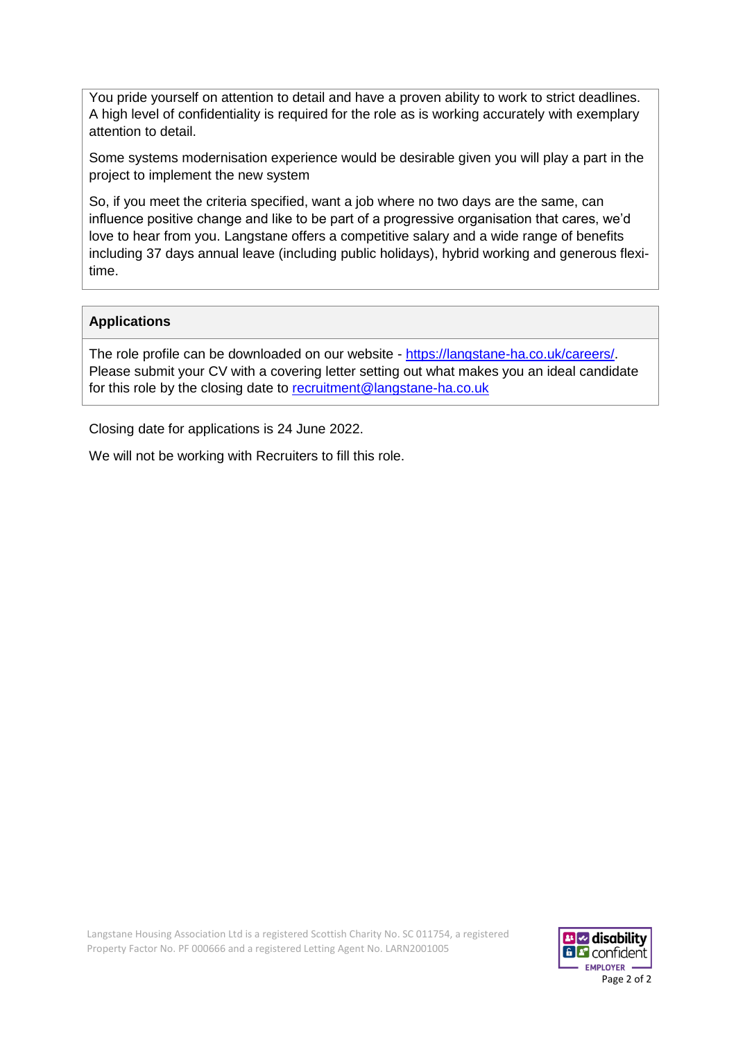You pride yourself on attention to detail and have a proven ability to work to strict deadlines. A high level of confidentiality is required for the role as is working accurately with exemplary attention to detail.

Some systems modernisation experience would be desirable given you will play a part in the project to implement the new system

So, if you meet the criteria specified, want a job where no two days are the same, can influence positive change and like to be part of a progressive organisation that cares, we'd love to hear from you. Langstane offers a competitive salary and a wide range of benefits including 37 days annual leave (including public holidays), hybrid working and generous flexi-time.

## Applications

The role profile can be downloaded on our website - [https://langstane-ha.co.uk/careers/](https://langstane-ha.co.uk/careers/). Please submit your CV with a covering letter setting out what makes you an ideal candidate for this role by the closing date to [recruitment@langstane-ha.co.uk](mailto:recruitment@langstane-ha.co.uk)

Closing date for applications is 24 June 2022.

We will not be working with Recruiters to fill this role.

Langstane Housing Association Ltd is a registered Scottish Charity No. SC 011754, a registered Property Factor No. PF 000666 and a registered Letting Agent No. LARN2001005